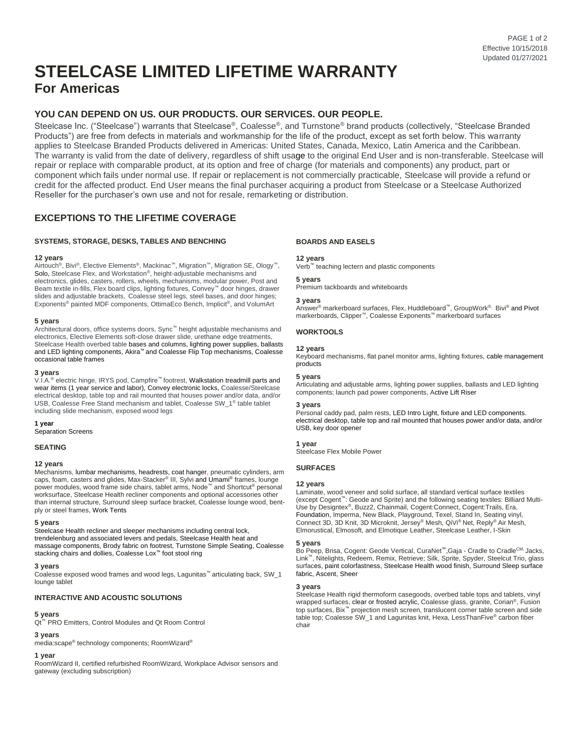# STEELCASE LIMITED LIFETIME WARRANTY

## For Americas

### YOU CAN DEPEND ON US. OUR PRODUCTS. OUR SERVICES. OUR PEOPLE.

Steelcase Inc. ("Steelcase") warrants that Steelcase®, Coalesse®, and Turnstone® brand products (collectively, "Steelcase Branded Products") are free from defects in materials and workmanship for the life of the product, except as set forth below. This warranty applies to Steelcase Branded Products delivered in Americas: United States, Canada, Mexico, Latin America and the Caribbean. The warranty is valid from the date of delivery, regardless of shift usage to the original End User and is non-transferable. Steelcase will repair or replace with comparable product, at its option and free of charge (for materials and components) any product, part or component which fails under normal use. If repair or replacement is not commercially practicable, Steelcase will provide a refund or credit for the affected product. End User means the final purchaser acquiring a product from Steelcase or a Steelcase Authorized Reseller for the purchaser's own use and not for resale, remarketing or distribution.

### EXCEPTIONS TO THE LIFETIME COVERAGE

#### SYSTEMS, STORAGE, DESKS, TABLES AND BENCHING

**12 years**
Airtouch®, Bivi®, Elective Elements®, Mackinac™, Migration™, Migration SE, Ology™, Solo, Steelcase Flex, and Workstation®, height-adjustable mechanisms and electronics, glides, casters, rollers, wheels, mechanisms, modular power, Post and Beam textile in-fills, Flex board clips, lighting fixtures, Convey™ door hinges, drawer slides and adjustable brackets, Coalesse steel legs, steel bases, and door hinges; Exponents® painted MDF components, OttimaEco Bench, Implicit®, and VolumArt

**5 years**
Architectural doors, office systems doors, Sync™ height adjustable mechanisms and electronics, Elective Elements soft-close drawer slide, urethane edge treatments, Steelcase Health overbed table bases and columns, lighting power supplies, ballasts and LED lighting components, Akira™ and Coalesse Flip Top mechanisms, Coalesse occasional table frames

**3 years**
V.I.A.® electric hinge, IRYS pod, Campfire™ footrest, Walkstation treadmill parts and wear items (1 year service and labor), Convey electronic locks, Coalesse/Steelcase electrical desktop, table top and rail mounted that houses power and/or data, and/or USB, Coalesse Free Stand mechanism and tablet, Coalesse SW_1® table tablet including slide mechanism, exposed wood legs

**1 year**
Separation Screens

#### SEATING

**12 years**
Mechanisms, lumbar mechanisms, headrests, coat hanger, pneumatic cylinders, arm caps, foam, casters and glides, Max-Stacker® III, Sylvi and Umami® frames, lounge power modules, wood frame side chairs, tablet arms, Node™ and Shortcut® personal worksurface, Steelcase Health recliner components and optional accessories other than internal structure, Surround sleep surface bracket, Coalesse lounge wood, bent-ply or steel frames, Work Tents

**5 years**
Steelcase Health recliner and sleeper mechanisms including central lock, trendelenburg and associated levers and pedals, Steelcase Health heat and massage components, Brody fabric on footrest, Turnstone Simple Seating, Coalesse stacking chairs and dollies, Coalesse Lox™ foot stool ring

**3 years**
Coalesse exposed wood frames and wood legs, Lagunitas™ articulating back, SW_1 lounge tablet

#### INTERACTIVE AND ACOUSTIC SOLUTIONS

**5 years**
Qt™ PRO Emitters, Control Modules and Qt Room Control

**3 years**
media:scape® technology components; RoomWizard®

**1 year**
RoomWizard II, certified refurbished RoomWizard, Workplace Advisor sensors and gateway (excluding subscription)

#### BOARDS AND EASELS

**12 years**
Verb™ teaching lectern and plastic components

**5 years**
Premium tackboards and whiteboards

**3 years**
Answer® markerboard surfaces, Flex, Huddleboard™, GroupWork®, Bivi® and Pivot markerboards, Clipper™, Coalesse Exponents™ markerboard surfaces

#### WORKTOOLS

**12 years**
Keyboard mechanisms, flat panel monitor arms, lighting fixtures, cable management products

**5 years**
Articulating and adjustable arms, lighting power supplies, ballasts and LED lighting components; launch pad power components, Active Lift Riser

**3 years**
Personal caddy pad, palm rests, LED Intro Light, fixture and LED components. electrical desktop, table top and rail mounted that houses power and/or data, and/or USB, key door opener

**1 year**
Steelcase Flex Mobile Power

#### SURFACES

**12 years**
Laminate, wood veneer and solid surface, all standard vertical surface textiles (except Cogent™: Geode and Sprite) and the following seating textiles: Billiard Multi-Use by Designtex®, Buzz2, Chainmail, Cogent:Connect, Cogent:Trails, Era, Foundation, Imperma, New Black, Playground, Texel, Stand In, Seating vinyl, Connect 3D, 3D Knit, 3D Microknit, Jersey® Mesh, QiVi® Net, Reply® Air Mesh, Elmorustical, Elmosoft, and Elmotique Leather, Steelcase Leather, I-Skin

**5 years**
Bo Peep, Brisa, Cogent: Geode Vertical, CuraNet™, Gaja - Cradle to Cradle CM, Jacks, Link™, Nitelights, Redeem, Remix, Retrieve; Silk, Sprite, Spyder, Steelcut Trio, glass surfaces, paint colorfastness, Steelcase Health wood finish, Surround Sleep surface fabric, Ascent, Sheer

**3 years**
Steelcase Health rigid thermoform casegoods, overbed table tops and tablets, vinyl wrapped surfaces, clear or frosted acrylic, Coalesse glass, granite, Corian®, Fusion top surfaces, Bix™ projection mesh screen, translucent corner table screen and side table top; Coalesse SW_1 and Lagunitas knit, Hexa, LessThanFive® carbon fiber chair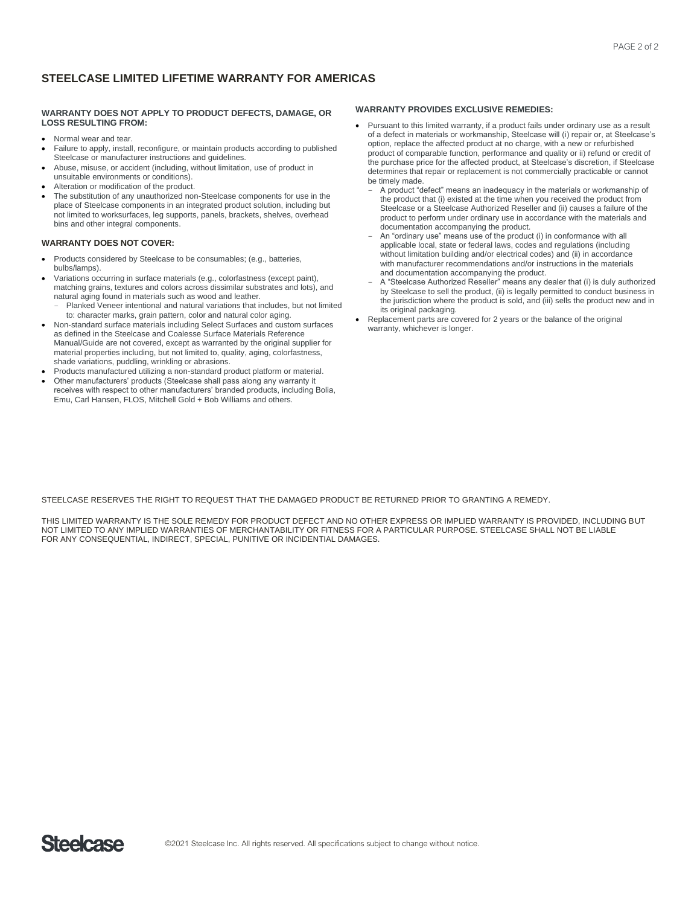# STEELCASE LIMITED LIFETIME WARRANTY FOR AMERICAS

### WARRANTY DOES NOT APPLY TO PRODUCT DEFECTS, DAMAGE, OR LOSS RESULTING FROM:

- Normal wear and tear.
- Failure to apply, install, reconfigure, or maintain products according to published Steelcase or manufacturer instructions and guidelines.
- Abuse, misuse, or accident (including, without limitation, use of product in unsuitable environments or conditions).
- Alteration or modification of the product.
- The substitution of any unauthorized non-Steelcase components for use in the place of Steelcase components in an integrated product solution, including but not limited to worksurfaces, leg supports, panels, brackets, shelves, overhead bins and other integral components.

### WARRANTY DOES NOT COVER:

- Products considered by Steelcase to be consumables; (e.g., batteries, bulbs/lamps).
- Variations occurring in surface materials (e.g., colorfastness (except paint), matching grains, textures and colors across dissimilar substrates and lots), and natural aging found in materials such as wood and leather.
  - Planked Veneer intentional and natural variations that includes, but not limited to: character marks, grain pattern, color and natural color aging.
- Non-standard surface materials including Select Surfaces and custom surfaces as defined in the Steelcase and Coalesse Surface Materials Reference Manual/Guide are not covered, except as warranted by the original supplier for material properties including, but not limited to, quality, aging, colorfastness, shade variations, puddling, wrinkling or abrasions.
- Products manufactured utilizing a non-standard product platform or material.
- Other manufacturers' products (Steelcase shall pass along any warranty it receives with respect to other manufacturers' branded products, including Bolia, Emu, Carl Hansen, FLOS, Mitchell Gold + Bob Williams and others.

### WARRANTY PROVIDES EXCLUSIVE REMEDIES:

- Pursuant to this limited warranty, if a product fails under ordinary use as a result of a defect in materials or workmanship, Steelcase will (i) repair or, at Steelcase's option, replace the affected product at no charge, with a new or refurbished product of comparable function, performance and quality or ii) refund or credit of the purchase price for the affected product, at Steelcase's discretion, if Steelcase determines that repair or replacement is not commercially practicable or cannot be timely made.
  - A product "defect" means an inadequacy in the materials or workmanship of the product that (i) existed at the time when you received the product from Steelcase or a Steelcase Authorized Reseller and (ii) causes a failure of the product to perform under ordinary use in accordance with the materials and documentation accompanying the product.
  - An "ordinary use" means use of the product (i) in conformance with all applicable local, state or federal laws, codes and regulations (including without limitation building and/or electrical codes) and (ii) in accordance with manufacturer recommendations and/or instructions in the materials and documentation accompanying the product.
  - A "Steelcase Authorized Reseller" means any dealer that (i) is duly authorized by Steelcase to sell the product, (ii) is legally permitted to conduct business in the jurisdiction where the product is sold, and (iii) sells the product new and in its original packaging.
- Replacement parts are covered for 2 years or the balance of the original warranty, whichever is longer.

STEELCASE RESERVES THE RIGHT TO REQUEST THAT THE DAMAGED PRODUCT BE RETURNED PRIOR TO GRANTING A REMEDY.

THIS LIMITED WARRANTY IS THE SOLE REMEDY FOR PRODUCT DEFECT AND NO OTHER EXPRESS OR IMPLIED WARRANTY IS PROVIDED, INCLUDING BUT NOT LIMITED TO ANY IMPLIED WARRANTIES OF MERCHANTABILITY OR FITNESS FOR A PARTICULAR PURPOSE. STEELCASE SHALL NOT BE LIABLE FOR ANY CONSEQUENTIAL, INDIRECT, SPECIAL, PUNITIVE OR INCIDENTIAL DAMAGES.

Steelcase

©2021 Steelcase Inc. All rights reserved. All specifications subject to change without notice.